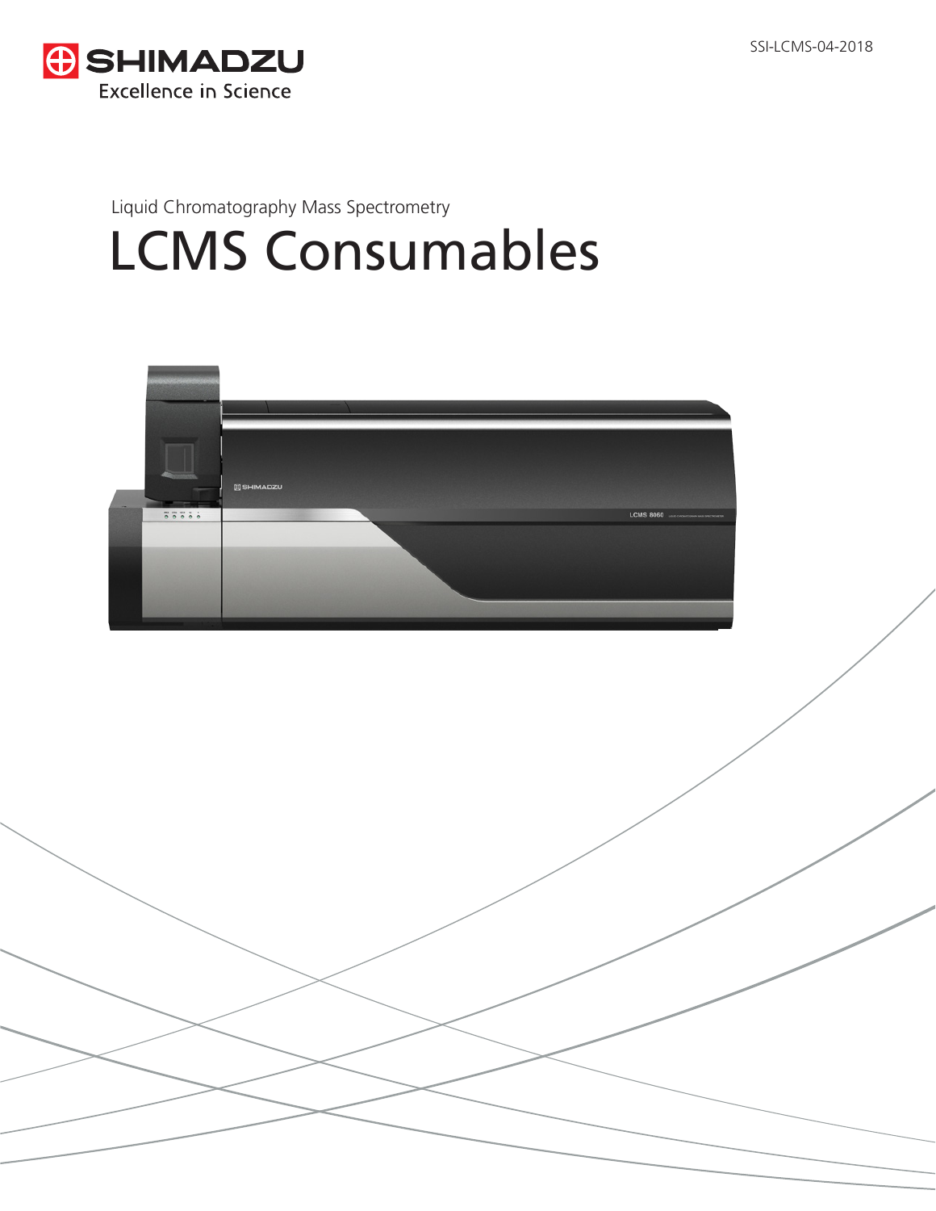SSI-LCMS-04-2018

SHIMADZU
Excellence in Science

Liquid Chromatography Mass Spectrometry

# LCMS Consumables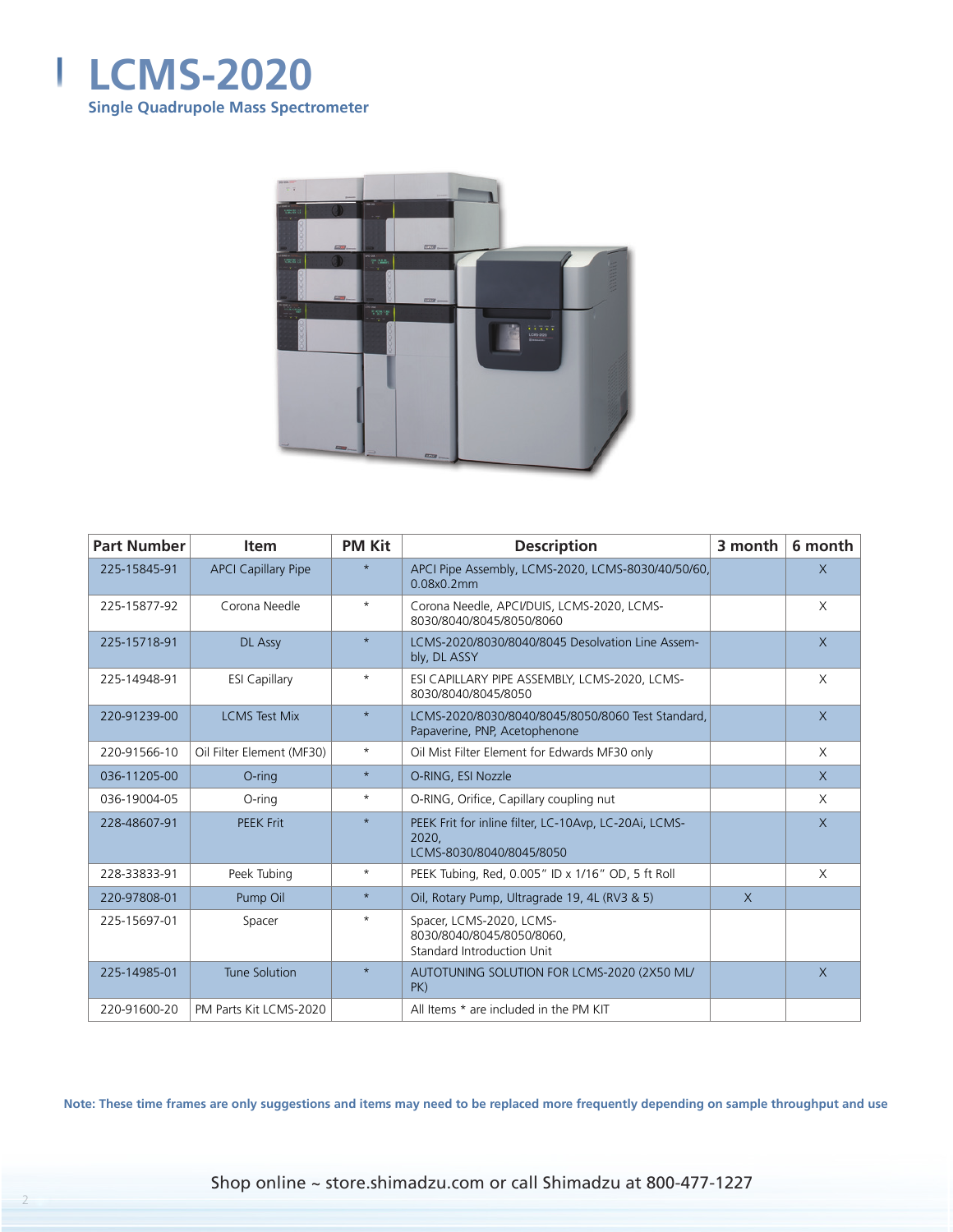# LCMS-2020

**Single Quadrupole Mass Spectrometer**

| Part Number | Item | PM Kit | Description | 3 month | 6 month |
|---|---|---|---|---|---|
| 225-15845-91 | APCI Capillary Pipe | * | APCI Pipe Assembly, LCMS-2020, LCMS-8030/40/50/60, 0.08x0.2mm | | X |
| 225-15877-92 | Corona Needle | * | Corona Needle, APCI/DUIS, LCMS-2020, LCMS-8030/8040/8045/8050/8060 | | X |
| 225-15718-91 | DL Assy | * | LCMS-2020/8030/8040/8045 Desolvation Line Assembly, DL ASSY | | X |
| 225-14948-91 | ESI Capillary | * | ESI CAPILLARY PIPE ASSEMBLY, LCMS-2020, LCMS-8030/8040/8045/8050 | | X |
| 220-91239-00 | LCMS Test Mix | * | LCMS-2020/8030/8040/8045/8050/8060 Test Standard, Papaverine, PNP, Acetophenone | | X |
| 220-91566-10 | Oil Filter Element (MF30) | * | Oil Mist Filter Element for Edwards MF30 only | | X |
| 036-11205-00 | O-ring | * | O-RING, ESI Nozzle | | X |
| 036-19004-05 | O-ring | * | O-RING, Orifice, Capillary coupling nut | | X |
| 228-48607-91 | PEEK Frit | * | PEEK Frit for inline filter, LC-10Avp, LC-20Ai, LCMS-2020, LCMS-8030/8040/8045/8050 | | X |
| 228-33833-91 | Peek Tubing | * | PEEK Tubing, Red, 0.005" ID x 1/16" OD, 5 ft Roll | | X |
| 220-97808-01 | Pump Oil | * | Oil, Rotary Pump, Ultragrade 19, 4L (RV3 & 5) | X | |
| 225-15697-01 | Spacer | * | Spacer, LCMS-2020, LCMS-8030/8040/8045/8050/8060, Standard Introduction Unit | | |
| 225-14985-01 | Tune Solution | * | AUTOTUNING SOLUTION FOR LCMS-2020 (2X50 ML/PK) | | X |
| 220-91600-20 | PM Parts Kit LCMS-2020 | | All Items * are included in the PM KIT | | |

**Note: These time frames are only suggestions and items may need to be replaced more frequently depending on sample throughput and use**

Shop online ~ store.shimadzu.com or call Shimadzu at 800-477-1227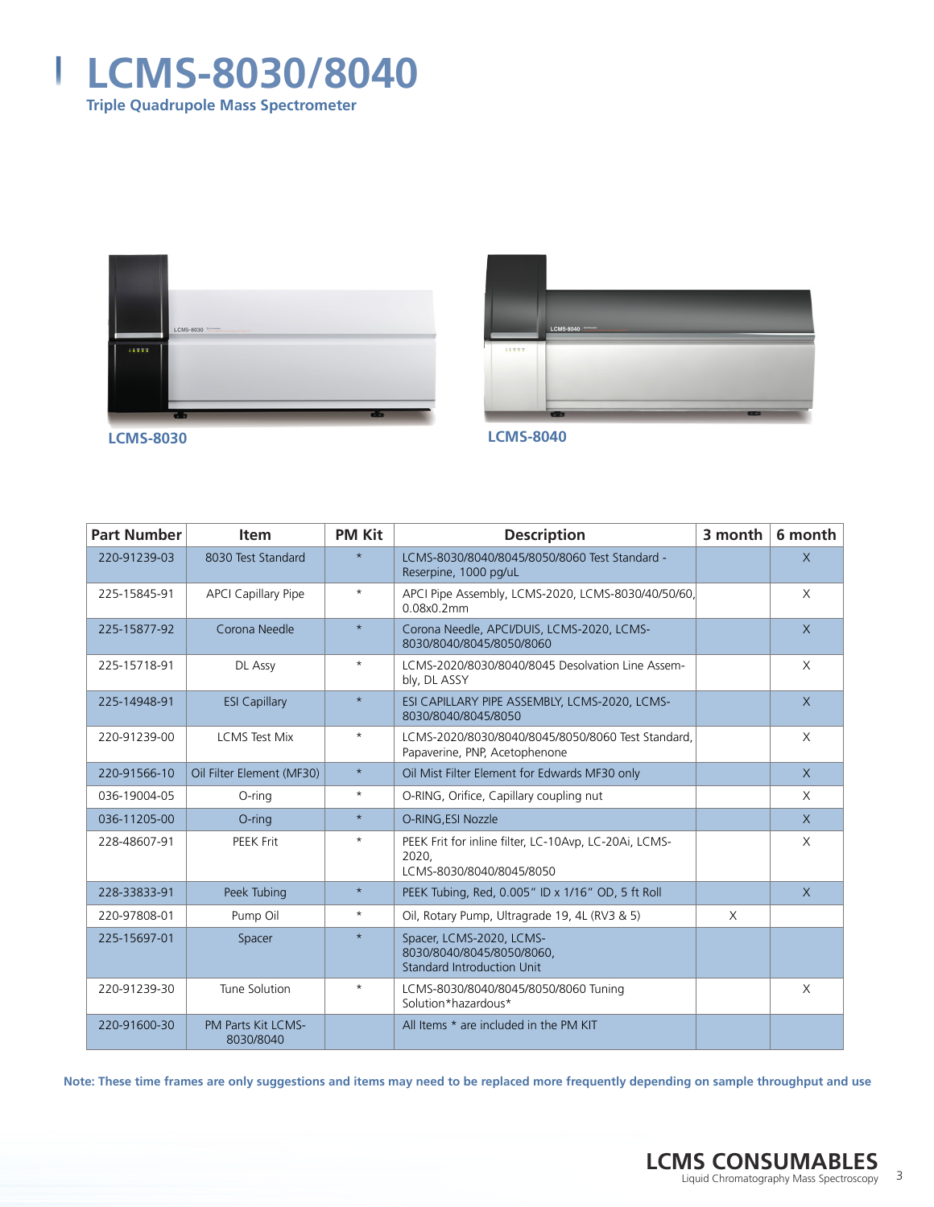# LCMS-8030/8040

**Triple Quadrupole Mass Spectrometer**

LCMS-8030

LCMS-8040

| Part Number | Item | PM Kit | Description | 3 month | 6 month |
|---|---|---|---|---|---|
| 220-91239-03 | 8030 Test Standard | * | LCMS-8030/8040/8045/8050/8060 Test Standard - Reserpine, 1000 pg/uL | | X |
| 225-15845-91 | APCI Capillary Pipe | * | APCI Pipe Assembly, LCMS-2020, LCMS-8030/40/50/60, 0.08x0.2mm | | X |
| 225-15877-92 | Corona Needle | * | Corona Needle, APCI/DUIS, LCMS-2020, LCMS-8030/8040/8045/8050/8060 | | X |
| 225-15718-91 | DL Assy | * | LCMS-2020/8030/8040/8045 Desolvation Line Assembly, DL ASSY | | X |
| 225-14948-91 | ESI Capillary | * | ESI CAPILLARY PIPE ASSEMBLY, LCMS-2020, LCMS-8030/8040/8045/8050 | | X |
| 220-91239-00 | LCMS Test Mix | * | LCMS-2020/8030/8040/8045/8050/8060 Test Standard, Papaverine, PNP, Acetophenone | | X |
| 220-91566-10 | Oil Filter Element (MF30) | * | Oil Mist Filter Element for Edwards MF30 only | | X |
| 036-19004-05 | O-ring | * | O-RING, Orifice, Capillary coupling nut | | X |
| 036-11205-00 | O-ring | * | O-RING,ESI Nozzle | | X |
| 228-48607-91 | PEEK Frit | * | PEEK Frit for inline filter, LC-10Avp, LC-20Ai, LCMS-2020, LCMS-8030/8040/8045/8050 | | X |
| 228-33833-91 | Peek Tubing | * | PEEK Tubing, Red, 0.005" ID x 1/16" OD, 5 ft Roll | | X |
| 220-97808-01 | Pump Oil | * | Oil, Rotary Pump, Ultragrade 19, 4L (RV3 & 5) | X | |
| 225-15697-01 | Spacer | * | Spacer, LCMS-2020, LCMS-8030/8040/8045/8050/8060, Standard Introduction Unit | | |
| 220-91239-30 | Tune Solution | * | LCMS-8030/8040/8045/8050/8060 Tuning Solution*hazardous* | | X |
| 220-91600-30 | PM Parts Kit LCMS-8030/8040 | | All Items * are included in the PM KIT | | |

**Note: These time frames are only suggestions and items may need to be replaced more frequently depending on sample throughput and use**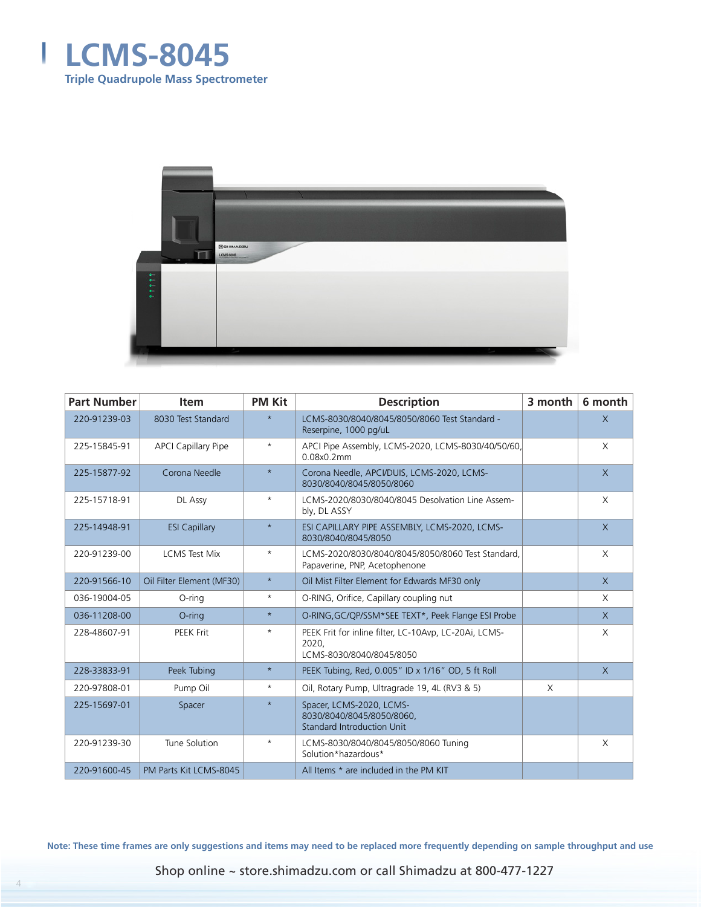# LCMS-8045

## Triple Quadrupole Mass Spectrometer

| Part Number | Item | PM Kit | Description | 3 month | 6 month |
|---|---|---|---|---|---|
| 220-91239-03 | 8030 Test Standard | * | LCMS-8030/8040/8045/8050/8060 Test Standard - Reserpine, 1000 pg/uL | | X |
| 225-15845-91 | APCI Capillary Pipe | * | APCI Pipe Assembly, LCMS-2020, LCMS-8030/40/50/60, 0.08x0.2mm | | X |
| 225-15877-92 | Corona Needle | * | Corona Needle, APCI/DUIS, LCMS-2020, LCMS-8030/8040/8045/8050/8060 | | X |
| 225-15718-91 | DL Assy | * | LCMS-2020/8030/8040/8045 Desolvation Line Assembly, DL ASSY | | X |
| 225-14948-91 | ESI Capillary | * | ESI CAPILLARY PIPE ASSEMBLY, LCMS-2020, LCMS-8030/8040/8045/8050 | | X |
| 220-91239-00 | LCMS Test Mix | * | LCMS-2020/8030/8040/8045/8050/8060 Test Standard, Papaverine, PNP, Acetophenone | | X |
| 220-91566-10 | Oil Filter Element (MF30) | * | Oil Mist Filter Element for Edwards MF30 only | | X |
| 036-19004-05 | O-ring | * | O-RING, Orifice, Capillary coupling nut | | X |
| 036-11208-00 | O-ring | * | O-RING,GC/QP/SSM*SEE TEXT*, Peek Flange ESI Probe | | X |
| 228-48607-91 | PEEK Frit | * | PEEK Frit for inline filter, LC-10Avp, LC-20Ai, LCMS-2020, LCMS-8030/8040/8045/8050 | | X |
| 228-33833-91 | Peek Tubing | * | PEEK Tubing, Red, 0.005" ID x 1/16" OD, 5 ft Roll | | X |
| 220-97808-01 | Pump Oil | * | Oil, Rotary Pump, Ultragrade 19, 4L (RV3 & 5) | X | |
| 225-15697-01 | Spacer | * | Spacer, LCMS-2020, LCMS-8030/8040/8045/8050/8060, Standard Introduction Unit | | |
| 220-91239-30 | Tune Solution | * | LCMS-8030/8040/8045/8050/8060 Tuning Solution*hazardous* | | X |
| 220-91600-45 | PM Parts Kit LCMS-8045 | | All Items * are included in the PM KIT | | |

**Note: These time frames are only suggestions and items may need to be replaced more frequently depending on sample throughput and use**

Shop online ~ store.shimadzu.com or call Shimadzu at 800-477-1227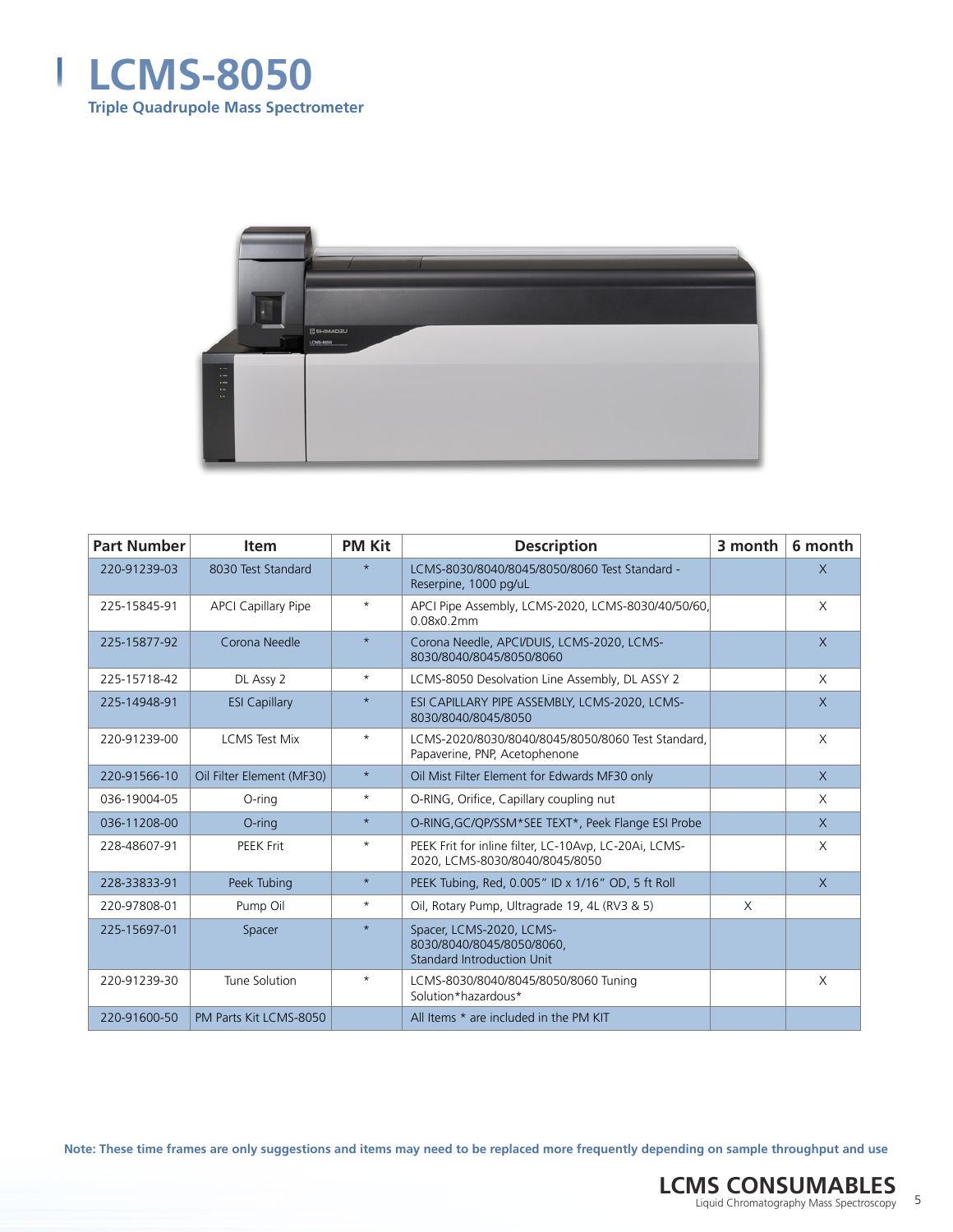# LCMS-8050

**Triple Quadrupole Mass Spectrometer**

| Part Number | Item | PM Kit | Description | 3 month | 6 month |
|---|---|---|---|---|---|
| 220-91239-03 | 8030 Test Standard | * | LCMS-8030/8040/8045/8050/8060 Test Standard - Reserpine, 1000 pg/uL | | X |
| 225-15845-91 | APCI Capillary Pipe | * | APCI Pipe Assembly, LCMS-2020, LCMS-8030/40/50/60, 0.08x0.2mm | | X |
| 225-15877-92 | Corona Needle | * | Corona Needle, APCI/DUIS, LCMS-2020, LCMS-8030/8040/8045/8050/8060 | | X |
| 225-15718-42 | DL Assy 2 | * | LCMS-8050 Desolvation Line Assembly, DL ASSY 2 | | X |
| 225-14948-91 | ESI Capillary | * | ESI CAPILLARY PIPE ASSEMBLY, LCMS-2020, LCMS-8030/8040/8045/8050 | | X |
| 220-91239-00 | LCMS Test Mix | * | LCMS-2020/8030/8040/8045/8050/8060 Test Standard, Papaverine, PNP, Acetophenone | | X |
| 220-91566-10 | Oil Filter Element (MF30) | * | Oil Mist Filter Element for Edwards MF30 only | | X |
| 036-19004-05 | O-ring | * | O-RING, Orifice, Capillary coupling nut | | X |
| 036-11208-00 | O-ring | * | O-RING,GC/QP/SSM*SEE TEXT*, Peek Flange ESI Probe | | X |
| 228-48607-91 | PEEK Frit | * | PEEK Frit for inline filter, LC-10Avp, LC-20Ai, LCMS-2020, LCMS-8030/8040/8045/8050 | | X |
| 228-33833-91 | Peek Tubing | * | PEEK Tubing, Red, 0.005" ID x 1/16" OD, 5 ft Roll | | X |
| 220-97808-01 | Pump Oil | * | Oil, Rotary Pump, Ultragrade 19, 4L (RV3 & 5) | X | |
| 225-15697-01 | Spacer | * | Spacer, LCMS-2020, LCMS-8030/8040/8045/8050/8060, Standard Introduction Unit | | |
| 220-91239-30 | Tune Solution | * | LCMS-8030/8040/8045/8050/8060 Tuning Solution*hazardous* | | X |
| 220-91600-50 | PM Parts Kit LCMS-8050 | | All Items * are included in the PM KIT | | |

**Note: These time frames are only suggestions and items may need to be replaced more frequently depending on sample throughput and use**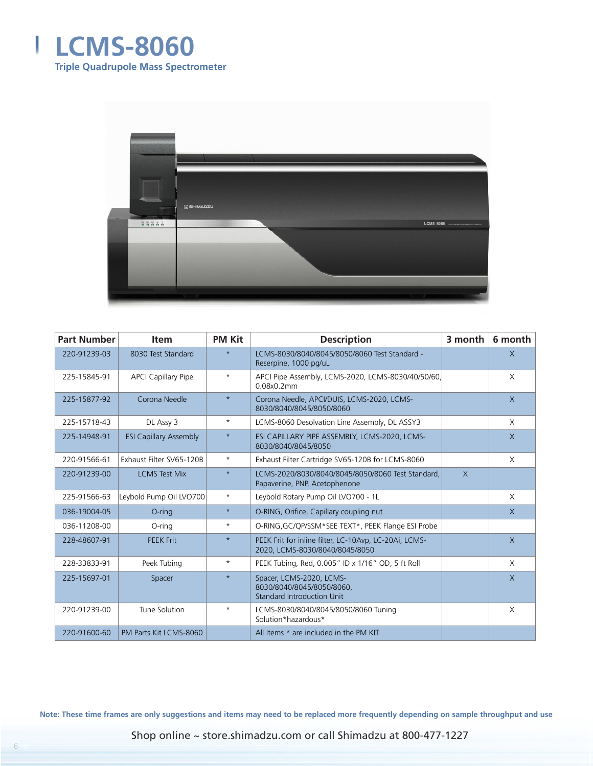# LCMS-8060

**Triple Quadrupole Mass Spectrometer**

| Part Number | Item | PM Kit | Description | 3 month | 6 month |
|---|---|---|---|---|---|
| 220-91239-03 | 8030 Test Standard | * | LCMS-8030/8040/8045/8050/8060 Test Standard - Reserpine, 1000 pg/uL | | X |
| 225-15845-91 | APCI Capillary Pipe | * | APCI Pipe Assembly, LCMS-2020, LCMS-8030/40/50/60, 0.08x0.2mm | | X |
| 225-15877-92 | Corona Needle | * | Corona Needle, APCI/DUIS, LCMS-2020, LCMS-8030/8040/8045/8050/8060 | | X |
| 225-15718-43 | DL Assy 3 | * | LCMS-8060 Desolvation Line Assembly, DL ASSY3 | | X |
| 225-14948-91 | ESI Capillary Assembly | * | ESI CAPILLARY PIPE ASSEMBLY, LCMS-2020, LCMS-8030/8040/8045/8050 | | X |
| 220-91566-61 | Exhaust Filter SV65-120B | * | Exhaust Filter Cartridge SV65-120B for LCMS-8060 | | X |
| 220-91239-00 | LCMS Test Mix | * | LCMS-2020/8030/8040/8045/8050/8060 Test Standard, Papaverine, PNP, Acetophenone | X | |
| 225-91566-63 | Leybold Pump Oil LVO700 | * | Leybold Rotary Pump Oil LVO700 - 1L | | X |
| 036-19004-05 | O-ring | * | O-RING, Orifice, Capillary coupling nut | | X |
| 036-11208-00 | O-ring | * | O-RING,GC/QP/SSM*SEE TEXT*, PEEK Flange ESI Probe | | |
| 228-48607-91 | PEEK Frit | * | PEEK Frit for inline filter, LC-10Avp, LC-20Ai, LCMS-2020, LCMS-8030/8040/8045/8050 | | X |
| 228-33833-91 | Peek Tubing | * | PEEK Tubing, Red, 0.005" ID x 1/16" OD, 5 ft Roll | | X |
| 225-15697-01 | Spacer | * | Spacer, LCMS-2020, LCMS-8030/8040/8045/8050/8060, Standard Introduction Unit | | X |
| 220-91239-00 | Tune Solution | * | LCMS-8030/8040/8045/8050/8060 Tuning Solution*hazardous* | | X |
| 220-91600-60 | PM Parts Kit LCMS-8060 | | All Items * are included in the PM KIT | | |

**Note: These time frames are only suggestions and items may need to be replaced more frequently depending on sample throughput and use**

Shop online ~ store.shimadzu.com or call Shimadzu at 800-477-1227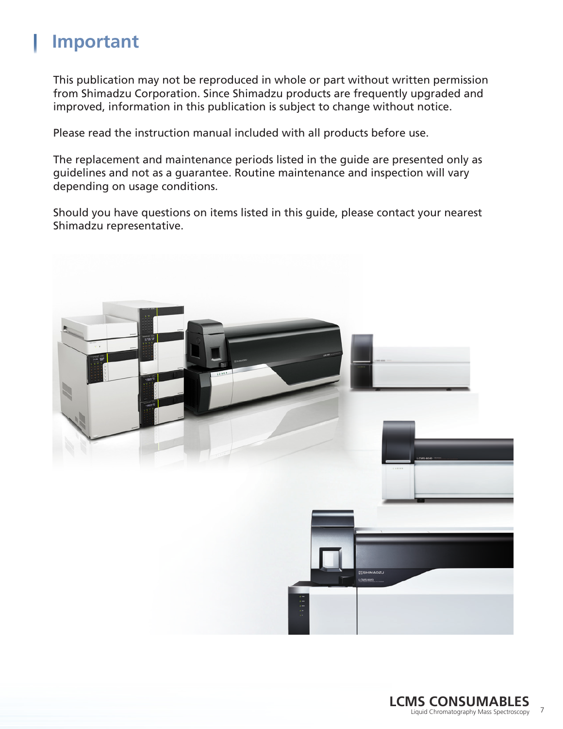# Important

This publication may not be reproduced in whole or part without written permission from Shimadzu Corporation. Since Shimadzu products are frequently upgraded and improved, information in this publication is subject to change without notice.

Please read the instruction manual included with all products before use.

The replacement and maintenance periods listed in the guide are presented only as guidelines and not as a guarantee. Routine maintenance and inspection will vary depending on usage conditions.

Should you have questions on items listed in this guide, please contact your nearest Shimadzu representative.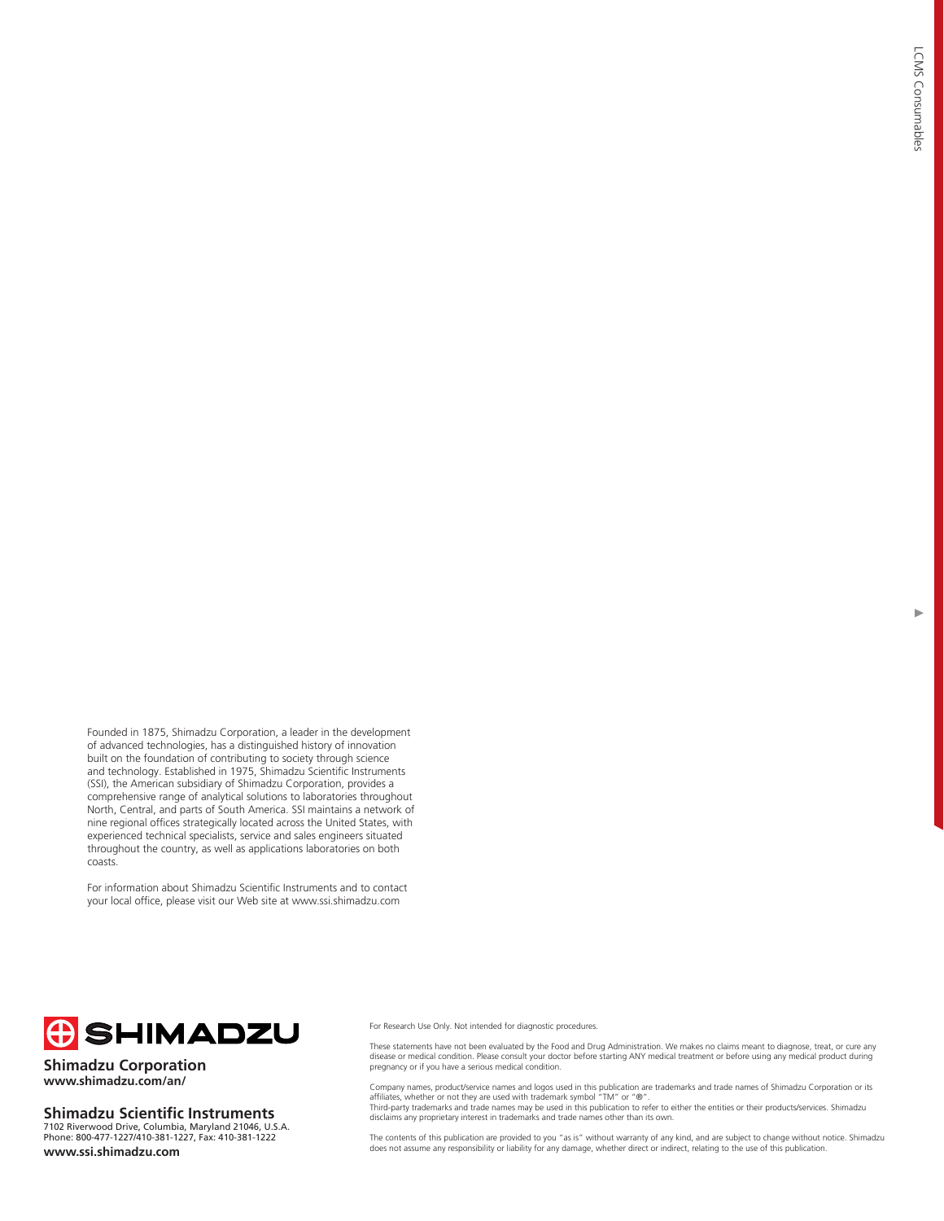Founded in 1875, Shimadzu Corporation, a leader in the development of advanced technologies, has a distinguished history of innovation built on the foundation of contributing to society through science and technology. Established in 1975, Shimadzu Scientific Instruments (SSI), the American subsidiary of Shimadzu Corporation, provides a comprehensive range of analytical solutions to laboratories throughout North, Central, and parts of South America. SSI maintains a network of nine regional offices strategically located across the United States, with experienced technical specialists, service and sales engineers situated throughout the country, as well as applications laboratories on both coasts.

For information about Shimadzu Scientific Instruments and to contact your local office, please visit our Web site at www.ssi.shimadzu.com

SHIMADZU

**Shimadzu Corporation**
**www.shimadzu.com/an/**

**Shimadzu Scientific Instruments**
7102 Riverwood Drive, Columbia, Maryland 21046, U.S.A.
Phone: 800-477-1227/410-381-1227, Fax: 410-381-1222
**www.ssi.shimadzu.com**

For Research Use Only. Not intended for diagnostic procedures.

These statements have not been evaluated by the Food and Drug Administration. We makes no claims meant to diagnose, treat, or cure any disease or medical condition. Please consult your doctor before starting ANY medical treatment or before using any medical product during pregnancy or if you have a serious medical condition.

Company names, product/service names and logos used in this publication are trademarks and trade names of Shimadzu Corporation or its affiliates, whether or not they are used with trademark symbol "TM" or "®".
Third-party trademarks and trade names may be used in this publication to refer to either the entities or their products/services. Shimadzu disclaims any proprietary interest in trademarks and trade names other than its own.

The contents of this publication are provided to you "as is" without warranty of any kind, and are subject to change without notice. Shimadzu does not assume any responsibility or liability for any damage, whether direct or indirect, relating to the use of this publication.